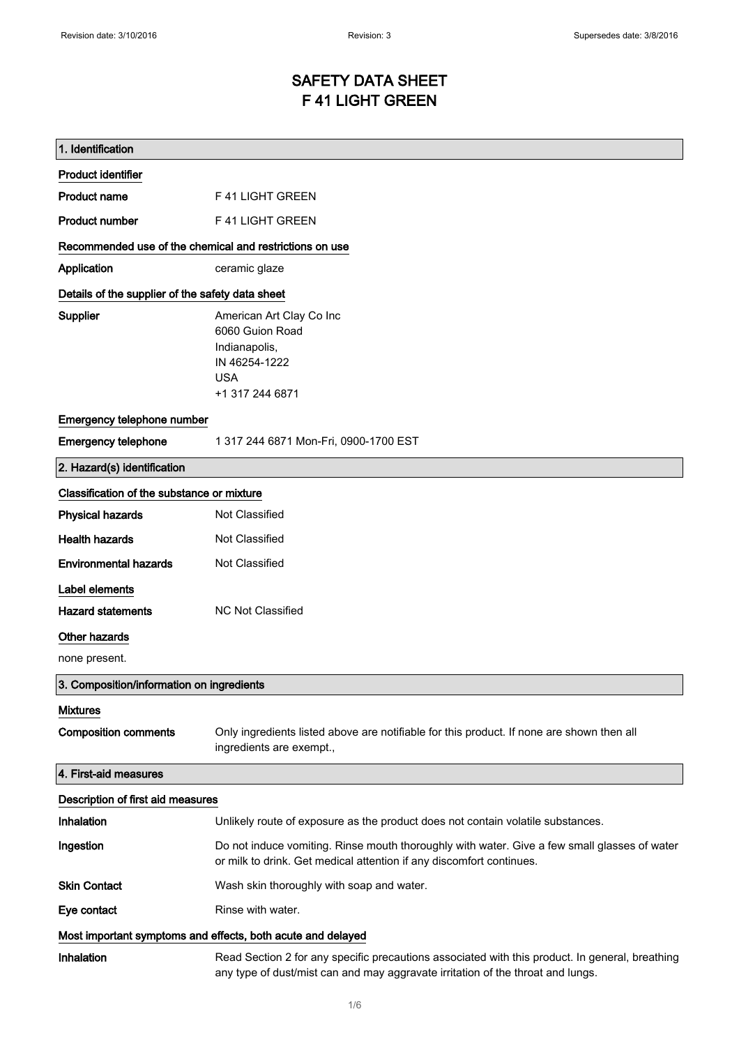Revision date: 3/10/2016 | Revision: 3 | Supersedes date: 3/8/2016

# SAFETY DATA SHEET
# F 41 LIGHT GREEN

## 1. Identification

### Product identifier

| | |
|---|---|
| **Product name** | F 41 LIGHT GREEN |
| **Product number** | F 41 LIGHT GREEN |

### Recommended use of the chemical and restrictions on use

| | |
|---|---|
| **Application** | ceramic glaze |

### Details of the supplier of the safety data sheet

**Supplier**

American Art Clay Co Inc
6060 Guion Road
Indianapolis,
IN 46254-1222
USA
+1 317 244 6871

### Emergency telephone number

| | |
|---|---|
| **Emergency telephone** | 1 317 244 6871 Mon-Fri, 0900-1700 EST |

## 2. Hazard(s) identification

### Classification of the substance or mixture

| | |
|---|---|
| **Physical hazards** | Not Classified |
| **Health hazards** | Not Classified |
| **Environmental hazards** | Not Classified |

### Label elements

| | |
|---|---|
| **Hazard statements** | NC Not Classified |

### Other hazards

none present.

## 3. Composition/information on ingredients

### Mixtures

| | |
|---|---|
| **Composition comments** | Only ingredients listed above are notifiable for this product. If none are shown then all ingredients are exempt., |

## 4. First-aid measures

### Description of first aid measures

| | |
|---|---|
| **Inhalation** | Unlikely route of exposure as the product does not contain volatile substances. |
| **Ingestion** | Do not induce vomiting. Rinse mouth thoroughly with water. Give a few small glasses of water or milk to drink. Get medical attention if any discomfort continues. |
| **Skin Contact** | Wash skin thoroughly with soap and water. |
| **Eye contact** | Rinse with water. |

### Most important symptoms and effects, both acute and delayed

| | |
|---|---|
| **Inhalation** | Read Section 2 for any specific precautions associated with this product. In general, breathing any type of dust/mist can and may aggravate irritation of the throat and lungs. |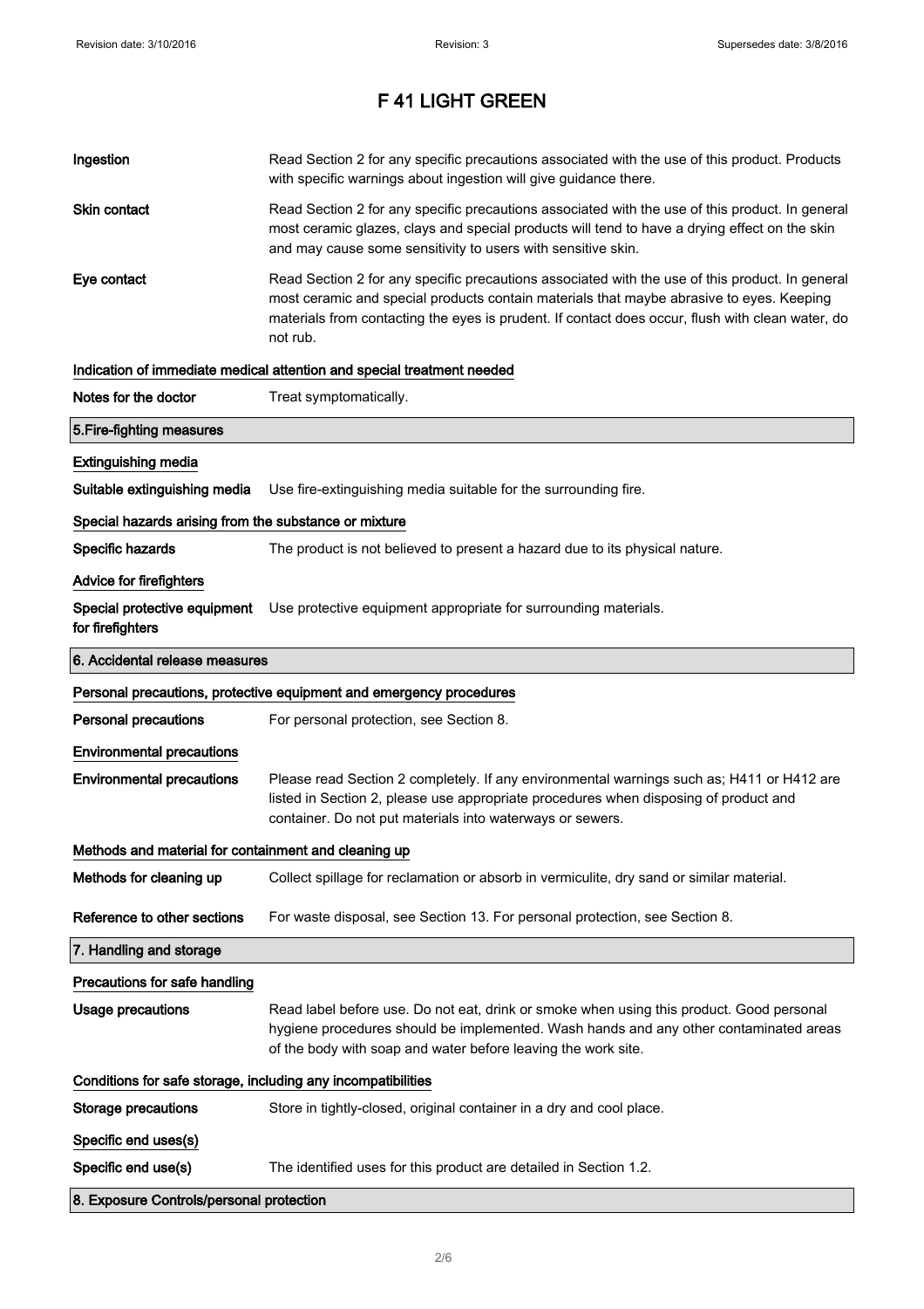# F 41 LIGHT GREEN

| | |
|---|---|
| **Ingestion** | Read Section 2 for any specific precautions associated with the use of this product. Products with specific warnings about ingestion will give guidance there. |
| **Skin contact** | Read Section 2 for any specific precautions associated with the use of this product. In general most ceramic glazes, clays and special products will tend to have a drying effect on the skin and may cause some sensitivity to users with sensitive skin. |
| **Eye contact** | Read Section 2 for any specific precautions associated with the use of this product. In general most ceramic and special products contain materials that maybe abrasive to eyes. Keeping materials from contacting the eyes is prudent. If contact does occur, flush with clean water, do not rub. |

**Indication of immediate medical attention and special treatment needed**

| | |
|---|---|
| **Notes for the doctor** | Treat symptomatically. |

## 5.Fire-fighting measures

**Extinguishing media**

| | |
|---|---|
| **Suitable extinguishing media** | Use fire-extinguishing media suitable for the surrounding fire. |

**Special hazards arising from the substance or mixture**

| | |
|---|---|
| **Specific hazards** | The product is not believed to present a hazard due to its physical nature. |

**Advice for firefighters**

| | |
|---|---|
| **Special protective equipment for firefighters** | Use protective equipment appropriate for surrounding materials. |

## 6. Accidental release measures

**Personal precautions, protective equipment and emergency procedures**

| | |
|---|---|
| **Personal precautions** | For personal protection, see Section 8. |

**Environmental precautions**

| | |
|---|---|
| **Environmental precautions** | Please read Section 2 completely. If any environmental warnings such as; H411 or H412 are listed in Section 2, please use appropriate procedures when disposing of product and container. Do not put materials into waterways or sewers. |

**Methods and material for containment and cleaning up**

| | |
|---|---|
| **Methods for cleaning up** | Collect spillage for reclamation or absorb in vermiculite, dry sand or similar material. |
| **Reference to other sections** | For waste disposal, see Section 13. For personal protection, see Section 8. |

## 7. Handling and storage

**Precautions for safe handling**

| | |
|---|---|
| **Usage precautions** | Read label before use. Do not eat, drink or smoke when using this product. Good personal hygiene procedures should be implemented. Wash hands and any other contaminated areas of the body with soap and water before leaving the work site. |

**Conditions for safe storage, including any incompatibilities**

| | |
|---|---|
| **Storage precautions** | Store in tightly-closed, original container in a dry and cool place. |

**Specific end uses(s)**

| | |
|---|---|
| **Specific end use(s)** | The identified uses for this product are detailed in Section 1.2. |

## 8. Exposure Controls/personal protection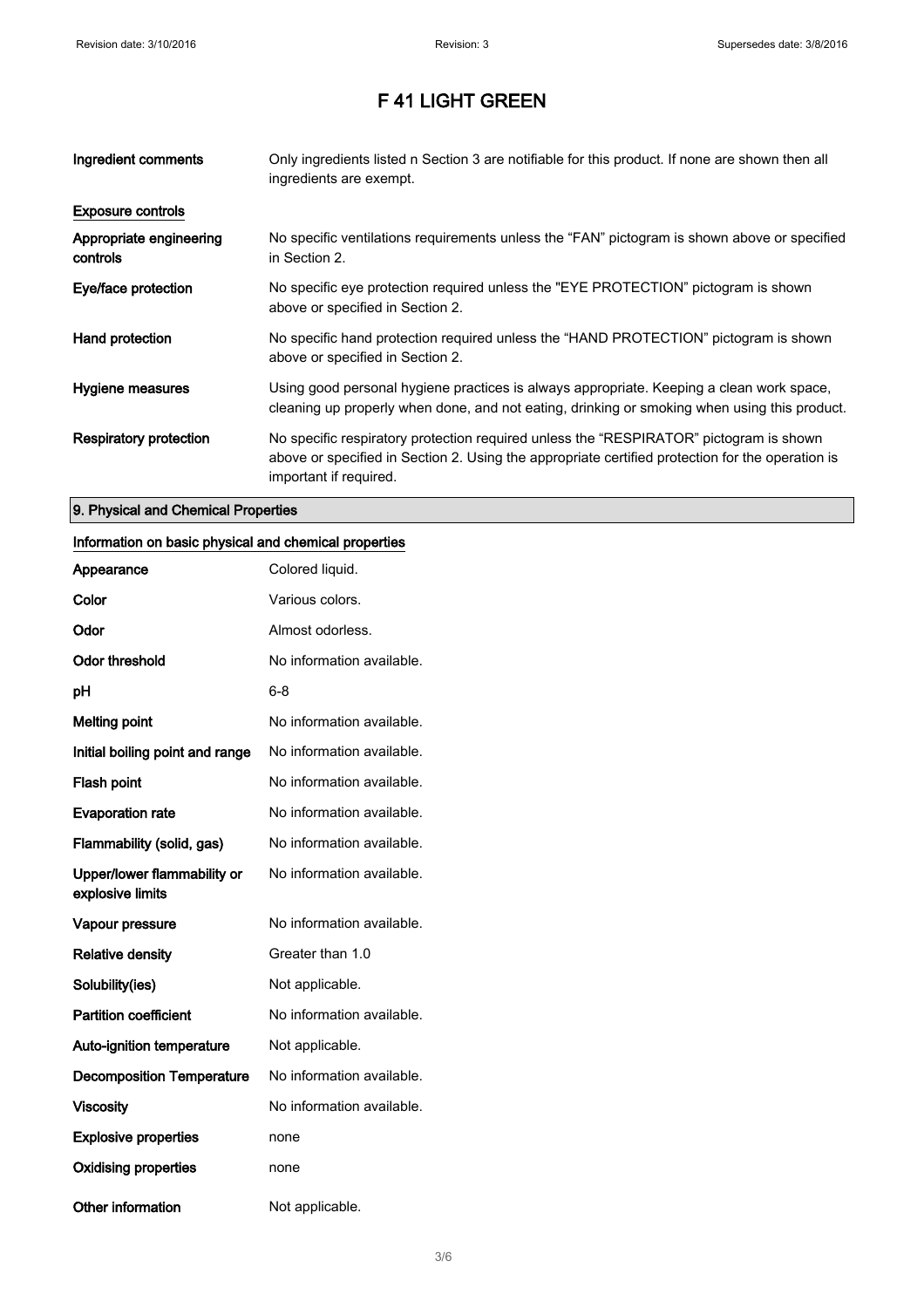# F 41 LIGHT GREEN

| | |
|---|---|
| **Ingredient comments** | Only ingredients listed n Section 3 are notifiable for this product. If none are shown then all ingredients are exempt. |

**Exposure controls**

| | |
|---|---|
| **Appropriate engineering controls** | No specific ventilations requirements unless the "FAN" pictogram is shown above or specified in Section 2. |
| **Eye/face protection** | No specific eye protection required unless the "EYE PROTECTION" pictogram is shown above or specified in Section 2. |
| **Hand protection** | No specific hand protection required unless the "HAND PROTECTION" pictogram is shown above or specified in Section 2. |
| **Hygiene measures** | Using good personal hygiene practices is always appropriate. Keeping a clean work space, cleaning up properly when done, and not eating, drinking or smoking when using this product. |
| **Respiratory protection** | No specific respiratory protection required unless the "RESPIRATOR" pictogram is shown above or specified in Section 2. Using the appropriate certified protection for the operation is important if required. |

## 9. Physical and Chemical Properties

**Information on basic physical and chemical properties**

| | |
|---|---|
| **Appearance** | Colored liquid. |
| **Color** | Various colors. |
| **Odor** | Almost odorless. |
| **Odor threshold** | No information available. |
| **pH** | 6-8 |
| **Melting point** | No information available. |
| **Initial boiling point and range** | No information available. |
| **Flash point** | No information available. |
| **Evaporation rate** | No information available. |
| **Flammability (solid, gas)** | No information available. |
| **Upper/lower flammability or explosive limits** | No information available. |
| **Vapour pressure** | No information available. |
| **Relative density** | Greater than 1.0 |
| **Solubility(ies)** | Not applicable. |
| **Partition coefficient** | No information available. |
| **Auto-ignition temperature** | Not applicable. |
| **Decomposition Temperature** | No information available. |
| **Viscosity** | No information available. |
| **Explosive properties** | none |
| **Oxidising properties** | none |
| **Other information** | Not applicable. |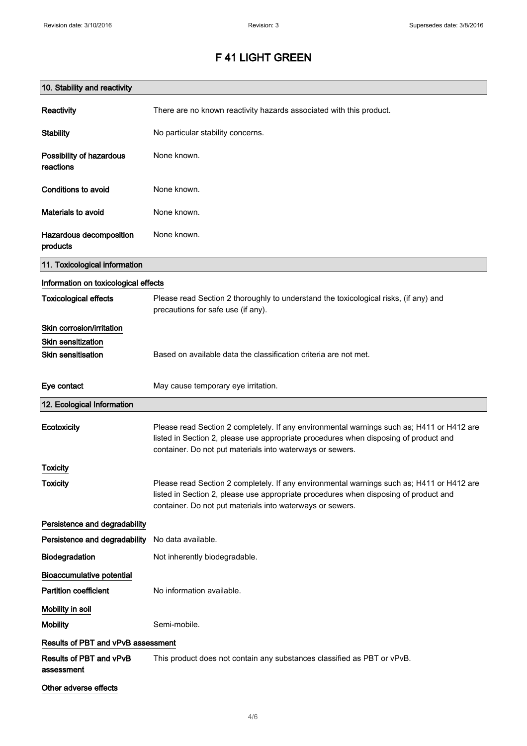# F 41 LIGHT GREEN

## 10. Stability and reactivity

**Reactivity** There are no known reactivity hazards associated with this product.

**Stability** No particular stability concerns.

**Possibility of hazardous reactions** None known.

**Conditions to avoid** None known.

**Materials to avoid** None known.

**Hazardous decomposition products** None known.

## 11. Toxicological information

### Information on toxicological effects

**Toxicological effects** Please read Section 2 thoroughly to understand the toxicological risks, (if any) and precautions for safe use (if any).

### Skin corrosion/irritation

### Skin sensitization

**Skin sensitisation** Based on available data the classification criteria are not met.

**Eye contact** May cause temporary eye irritation.

## 12. Ecological Information

**Ecotoxicity** Please read Section 2 completely. If any environmental warnings such as; H411 or H412 are listed in Section 2, please use appropriate procedures when disposing of product and container. Do not put materials into waterways or sewers.

### Toxicity

**Toxicity** Please read Section 2 completely. If any environmental warnings such as; H411 or H412 are listed in Section 2, please use appropriate procedures when disposing of product and container. Do not put materials into waterways or sewers.

### Persistence and degradability

**Persistence and degradability** No data available.

**Biodegradation** Not inherently biodegradable.

### Bioaccumulative potential

**Partition coefficient** No information available.

### Mobility in soil

**Mobility** Semi-mobile.

### Results of PBT and vPvB assessment

**Results of PBT and vPvB assessment** This product does not contain any substances classified as PBT or vPvB.

### Other adverse effects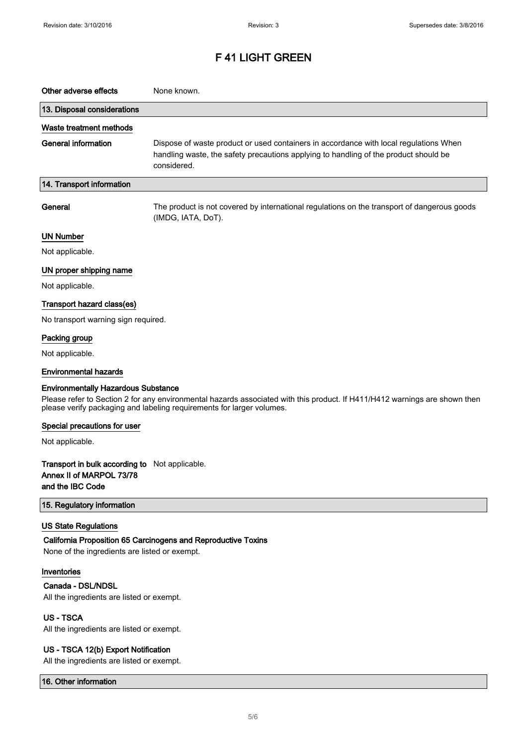# F 41 LIGHT GREEN

**Other adverse effects** None known.

## 13. Disposal considerations

### Waste treatment methods

**General information** Dispose of waste product or used containers in accordance with local regulations When handling waste, the safety precautions applying to handling of the product should be considered.

## 14. Transport information

**General** The product is not covered by international regulations on the transport of dangerous goods (IMDG, IATA, DoT).

### UN Number

Not applicable.

### UN proper shipping name

Not applicable.

### Transport hazard class(es)

No transport warning sign required.

### Packing group

Not applicable.

### Environmental hazards

**Environmentally Hazardous Substance**

Please refer to Section 2 for any environmental hazards associated with this product. If H411/H412 warnings are shown then please verify packaging and labeling requirements for larger volumes.

### Special precautions for user

Not applicable.

**Transport in bulk according to Annex II of MARPOL 73/78 and the IBC Code** Not applicable.

## 15. Regulatory information

### US State Regulations

**California Proposition 65 Carcinogens and Reproductive Toxins**

None of the ingredients are listed or exempt.

### Inventories

**Canada - DSL/NDSL**

All the ingredients are listed or exempt.

**US - TSCA**

All the ingredients are listed or exempt.

**US - TSCA 12(b) Export Notification**

All the ingredients are listed or exempt.

## 16. Other information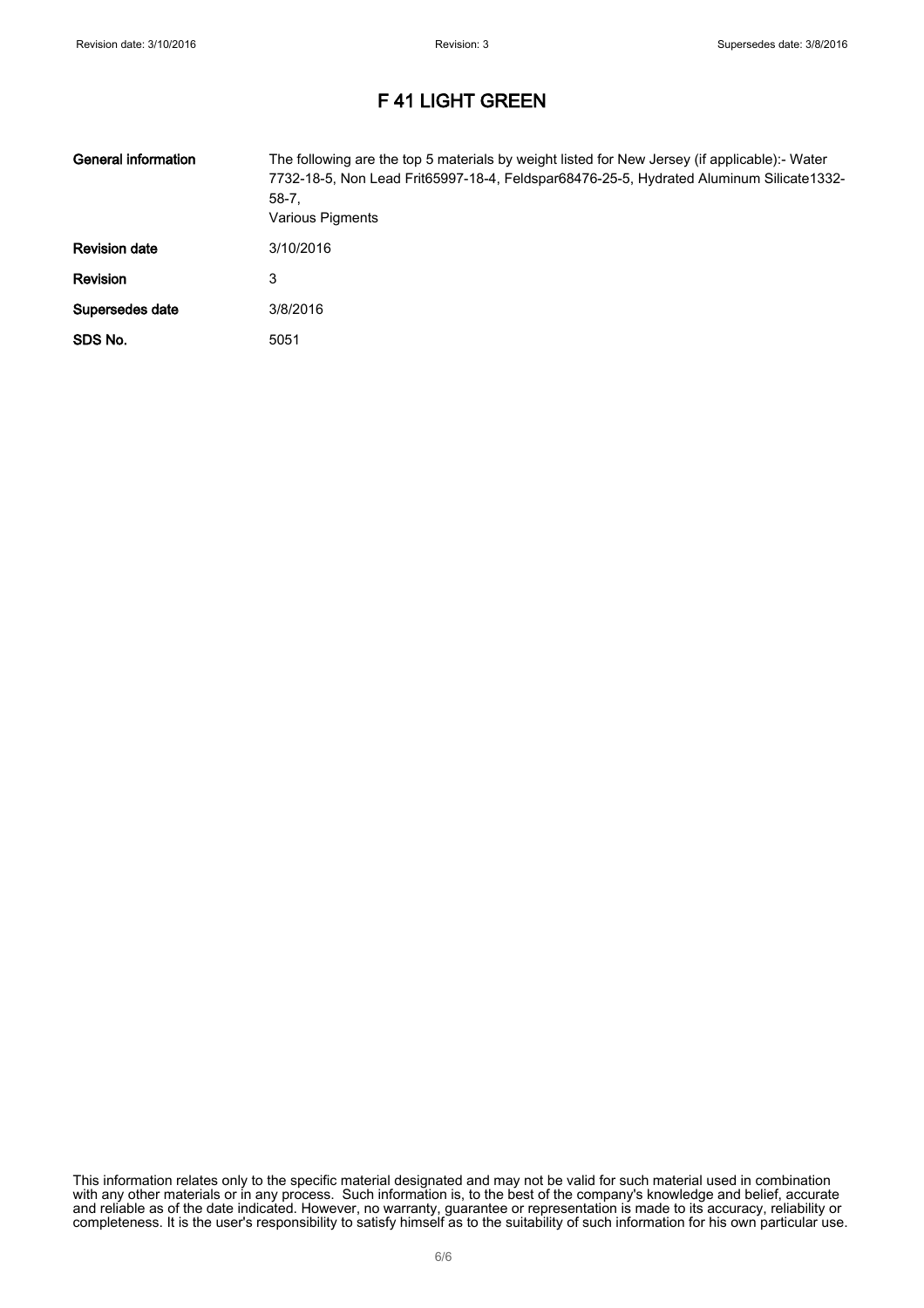# F 41 LIGHT GREEN

| | |
|---|---|
| **General information** | The following are the top 5 materials by weight listed for New Jersey (if applicable):- Water 7732-18-5, Non Lead Frit65997-18-4, Feldspar68476-25-5, Hydrated Aluminum Silicate1332-58-7, Various Pigments |
| **Revision date** | 3/10/2016 |
| **Revision** | 3 |
| **Supersedes date** | 3/8/2016 |
| **SDS No.** | 5051 |

This information relates only to the specific material designated and may not be valid for such material used in combination with any other materials or in any process. Such information is, to the best of the company's knowledge and belief, accurate and reliable as of the date indicated. However, no warranty, guarantee or representation is made to its accuracy, reliability or completeness. It is the user's responsibility to satisfy himself as to the suitability of such information for his own particular use.